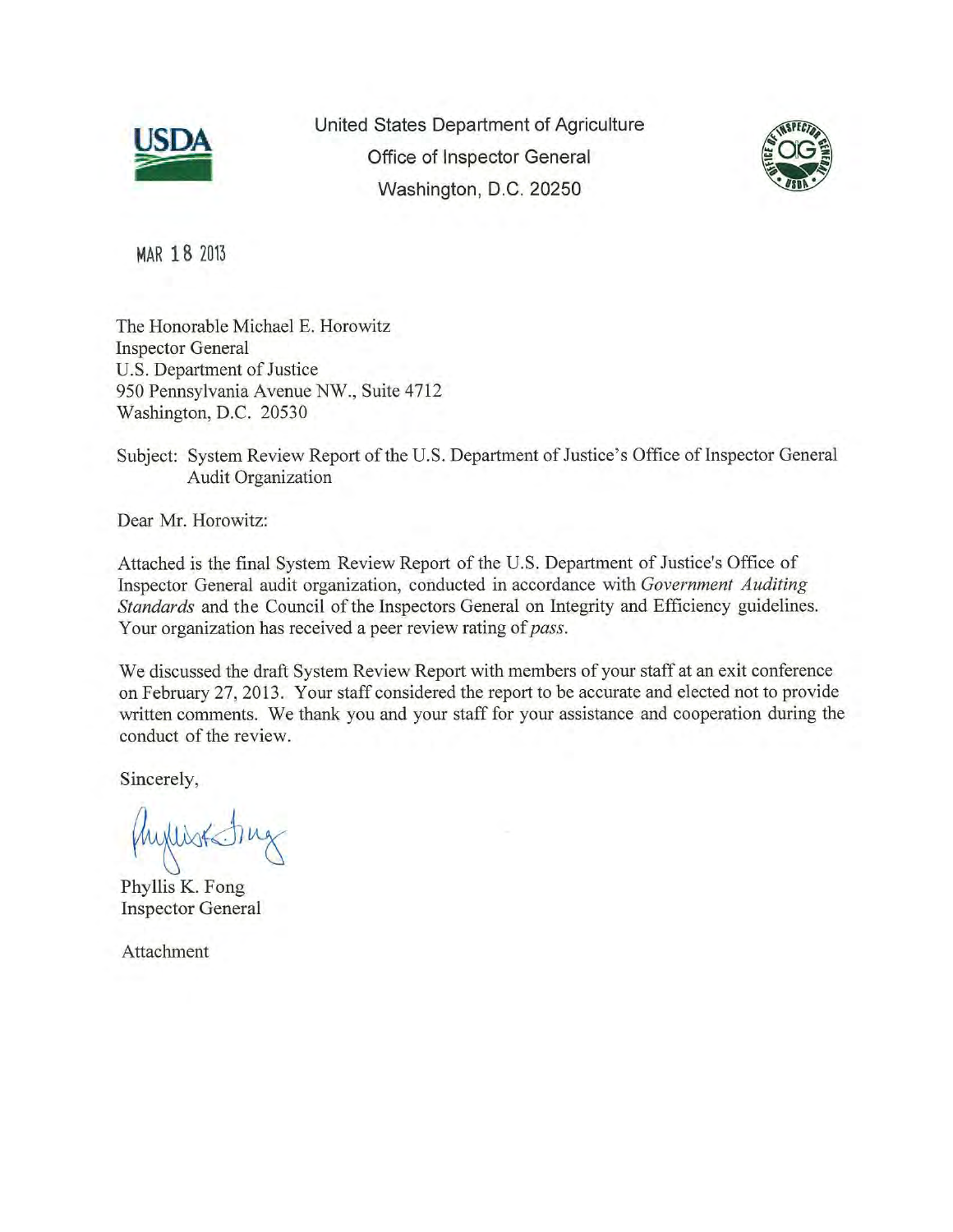United States Department of Agriculture
Office of Inspector General
Washington, D.C. 20250

MAR 18 2013

The Honorable Michael E. Horowitz
Inspector General
U.S. Department of Justice
950 Pennsylvania Avenue NW., Suite 4712
Washington, D.C. 20530

Subject: System Review Report of the U.S. Department of Justice's Office of Inspector General Audit Organization

Dear Mr. Horowitz:

Attached is the final System Review Report of the U.S. Department of Justice's Office of Inspector General audit organization, conducted in accordance with *Government Auditing Standards* and the Council of the Inspectors General on Integrity and Efficiency guidelines. Your organization has received a peer review rating of *pass*.

We discussed the draft System Review Report with members of your staff at an exit conference on February 27, 2013. Your staff considered the report to be accurate and elected not to provide written comments. We thank you and your staff for your assistance and cooperation during the conduct of the review.

Sincerely,

Phyllis K. Fong
Inspector General

Attachment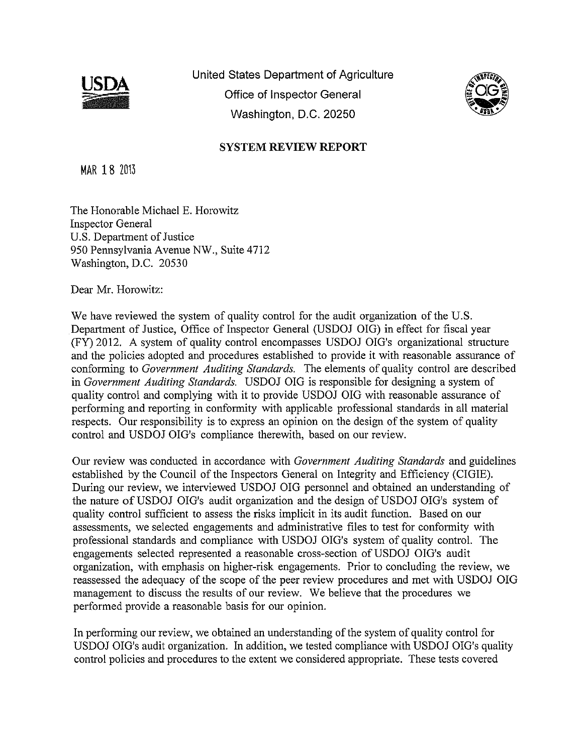United States Department of Agriculture

Office of Inspector General

Washington, D.C. 20250

## SYSTEM REVIEW REPORT

MAR 18 2013

The Honorable Michael E. Horowitz
Inspector General
U.S. Department of Justice
950 Pennsylvania Avenue NW., Suite 4712
Washington, D.C. 20530

Dear Mr. Horowitz:

We have reviewed the system of quality control for the audit organization of the U.S. Department of Justice, Office of Inspector General (USDOJ OIG) in effect for fiscal year (FY) 2012. A system of quality control encompasses USDOJ OIG's organizational structure and the policies adopted and procedures established to provide it with reasonable assurance of conforming to *Government Auditing Standards*. The elements of quality control are described in *Government Auditing Standards*. USDOJ OIG is responsible for designing a system of quality control and complying with it to provide USDOJ OIG with reasonable assurance of performing and reporting in conformity with applicable professional standards in all material respects. Our responsibility is to express an opinion on the design of the system of quality control and USDOJ OIG's compliance therewith, based on our review.

Our review was conducted in accordance with *Government Auditing Standards* and guidelines established by the Council of the Inspectors General on Integrity and Efficiency (CIGIE). During our review, we interviewed USDOJ OIG personnel and obtained an understanding of the nature of USDOJ OIG's audit organization and the design of USDOJ OIG's system of quality control sufficient to assess the risks implicit in its audit function. Based on our assessments, we selected engagements and administrative files to test for conformity with professional standards and compliance with USDOJ OIG's system of quality control. The engagements selected represented a reasonable cross-section of USDOJ OIG's audit organization, with emphasis on higher-risk engagements. Prior to concluding the review, we reassessed the adequacy of the scope of the peer review procedures and met with USDOJ OIG management to discuss the results of our review. We believe that the procedures we performed provide a reasonable basis for our opinion.

In performing our review, we obtained an understanding of the system of quality control for USDOJ OIG's audit organization. In addition, we tested compliance with USDOJ OIG's quality control policies and procedures to the extent we considered appropriate. These tests covered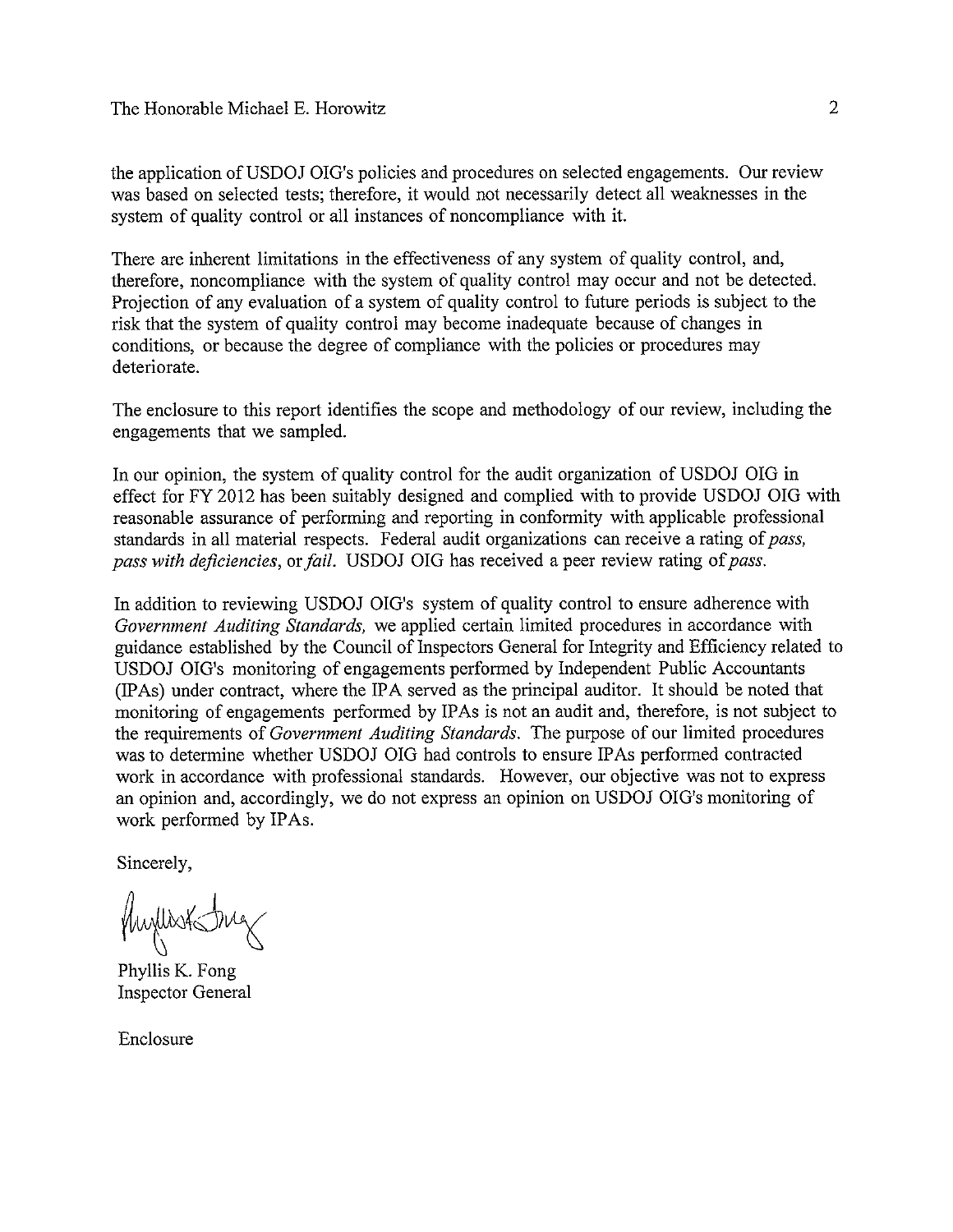the application of USDOJ OIG's policies and procedures on selected engagements. Our review was based on selected tests; therefore, it would not necessarily detect all weaknesses in the system of quality control or all instances of noncompliance with it.

There are inherent limitations in the effectiveness of any system of quality control, and, therefore, noncompliance with the system of quality control may occur and not be detected. Projection of any evaluation of a system of quality control to future periods is subject to the risk that the system of quality control may become inadequate because of changes in conditions, or because the degree of compliance with the policies or procedures may deteriorate.

The enclosure to this report identifies the scope and methodology of our review, including the engagements that we sampled.

In our opinion, the system of quality control for the audit organization of USDOJ OIG in effect for FY 2012 has been suitably designed and complied with to provide USDOJ OIG with reasonable assurance of performing and reporting in conformity with applicable professional standards in all material respects. Federal audit organizations can receive a rating of *pass*, *pass with deficiencies*, or *fail*. USDOJ OIG has received a peer review rating of *pass*.

In addition to reviewing USDOJ OIG's system of quality control to ensure adherence with *Government Auditing Standards*, we applied certain limited procedures in accordance with guidance established by the Council of Inspectors General for Integrity and Efficiency related to USDOJ OIG's monitoring of engagements performed by Independent Public Accountants (IPAs) under contract, where the IPA served as the principal auditor. It should be noted that monitoring of engagements performed by IPAs is not an audit and, therefore, is not subject to the requirements of *Government Auditing Standards*. The purpose of our limited procedures was to determine whether USDOJ OIG had controls to ensure IPAs performed contracted work in accordance with professional standards. However, our objective was not to express an opinion and, accordingly, we do not express an opinion on USDOJ OIG's monitoring of work performed by IPAs.

Sincerely,

Phyllis K. Fong
Inspector General

Enclosure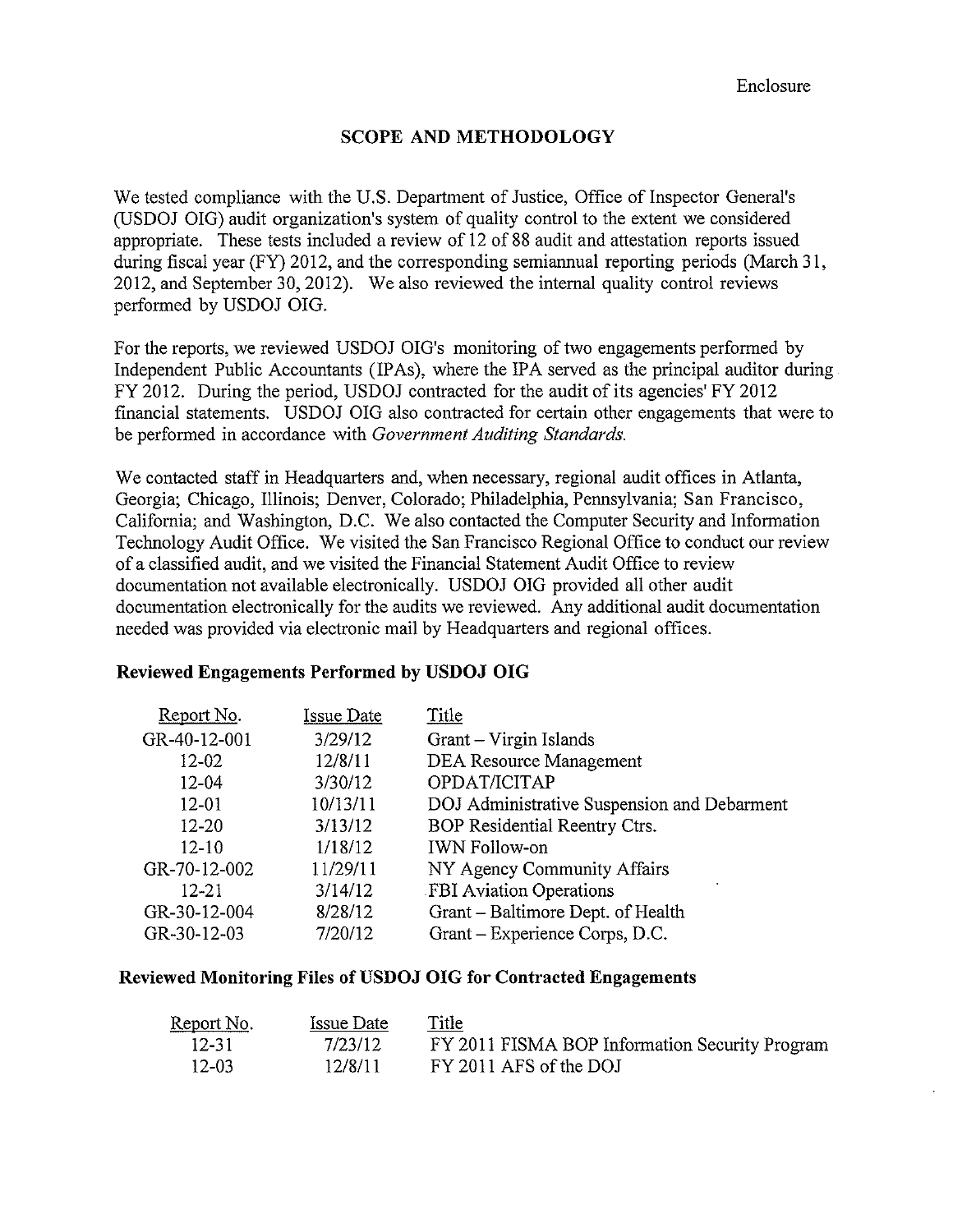Enclosure

## SCOPE AND METHODOLOGY

We tested compliance with the U.S. Department of Justice, Office of Inspector General's (USDOJ OIG) audit organization's system of quality control to the extent we considered appropriate. These tests included a review of 12 of 88 audit and attestation reports issued during fiscal year (FY) 2012, and the corresponding semiannual reporting periods (March 31, 2012, and September 30, 2012). We also reviewed the internal quality control reviews performed by USDOJ OIG.

For the reports, we reviewed USDOJ OIG's monitoring of two engagements performed by Independent Public Accountants (IPAs), where the IPA served as the principal auditor during FY 2012. During the period, USDOJ contracted for the audit of its agencies' FY 2012 financial statements. USDOJ OIG also contracted for certain other engagements that were to be performed in accordance with *Government Auditing Standards.*

We contacted staff in Headquarters and, when necessary, regional audit offices in Atlanta, Georgia; Chicago, Illinois; Denver, Colorado; Philadelphia, Pennsylvania; San Francisco, California; and Washington, D.C. We also contacted the Computer Security and Information Technology Audit Office. We visited the San Francisco Regional Office to conduct our review of a classified audit, and we visited the Financial Statement Audit Office to review documentation not available electronically. USDOJ OIG provided all other audit documentation electronically for the audits we reviewed. Any additional audit documentation needed was provided via electronic mail by Headquarters and regional offices.

### Reviewed Engagements Performed by USDOJ OIG

| Report No. | Issue Date | Title |
|---|---|---|
| GR-40-12-001 | 3/29/12 | Grant – Virgin Islands |
| 12-02 | 12/8/11 | DEA Resource Management |
| 12-04 | 3/30/12 | OPDAT/ICITAP |
| 12-01 | 10/13/11 | DOJ Administrative Suspension and Debarment |
| 12-20 | 3/13/12 | BOP Residential Reentry Ctrs. |
| 12-10 | 1/18/12 | IWN Follow-on |
| GR-70-12-002 | 11/29/11 | NY Agency Community Affairs |
| 12-21 | 3/14/12 | FBI Aviation Operations |
| GR-30-12-004 | 8/28/12 | Grant – Baltimore Dept. of Health |
| GR-30-12-03 | 7/20/12 | Grant – Experience Corps, D.C. |

### Reviewed Monitoring Files of USDOJ OIG for Contracted Engagements

| Report No. | Issue Date | Title |
|---|---|---|
| 12-31 | 7/23/12 | FY 2011 FISMA BOP Information Security Program |
| 12-03 | 12/8/11 | FY 2011 AFS of the DOJ |